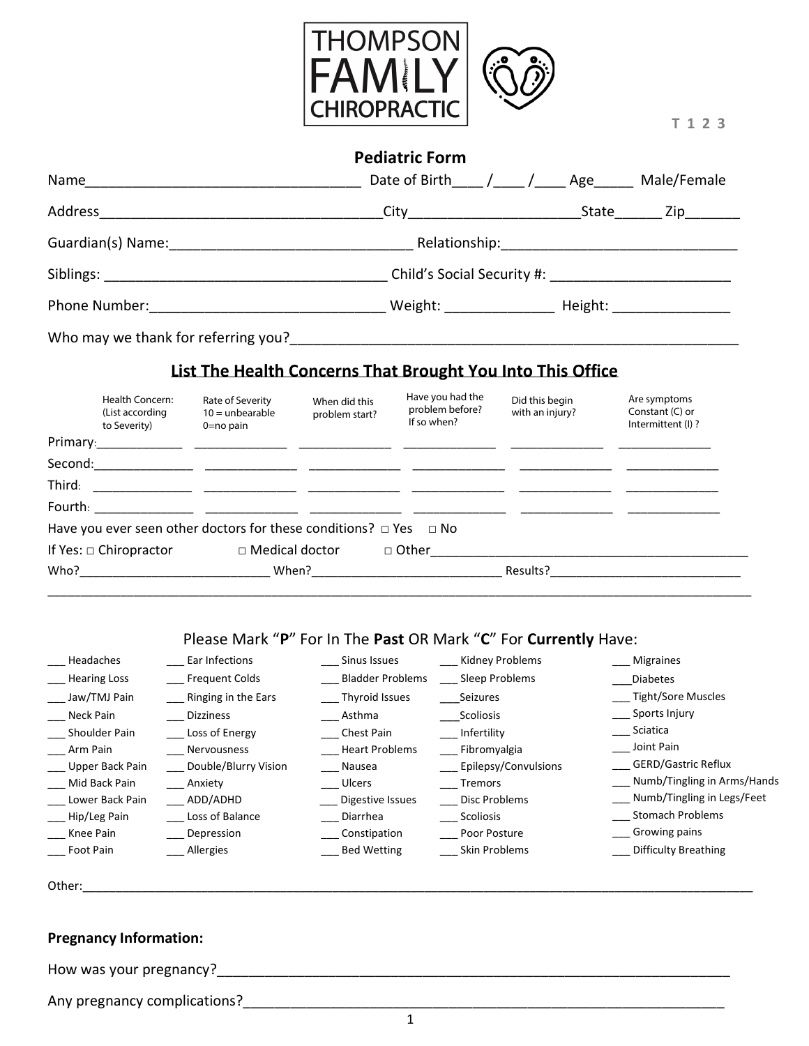THOMPSON FAMILY CHIROPRACTIC

T 1 2 3

## Pediatric Form

Name__________________________________ Date of Birth____ /____ /____ Age_____ Male/Female

Address___________________________________City_____________________State______ Zip_______

Guardian(s) Name:_______________________________ Relationship:______________________________

Siblings: ____________________________________ Child's Social Security #: _______________________

Phone Number:______________________________ Weight: ______________ Height: _______________

Who may we thank for referring you?__________________________________________________________

### List The Health Concerns That Brought You Into This Office

| | Health Concern: (List according to Severity) | Rate of Severity 10 = unbearable 0=no pain | When did this problem start? | Have you had the problem before? If so when? | Did this begin with an injury? | Are symptoms Constant (C) or Intermittent (I) ? |
|---|---|---|---|---|---|---|
| Primary: | _____________ | _____________ | _____________ | _____________ | _____________ | _____________ |
| Second: | _____________ | _____________ | _____________ | _____________ | _____________ | _____________ |
| Third: | _____________ | _____________ | _____________ | _____________ | _____________ | _____________ |
| Fourth: | _____________ | _____________ | _____________ | _____________ | _____________ | _____________ |

Have you ever seen other doctors for these conditions? □ Yes □ No

If Yes: □ Chiropractor □ Medical doctor □ Other_____________________________________________

Who?____________________________ When?____________________________ Results?_____________________________

_____________________________________________________________________________________________

Please Mark "**P**" For In The **Past** OR Mark "**C**" For **Currently** Have:

| | | | | |
|---|---|---|---|---|
| ___ Headaches | ___ Ear Infections | ___ Sinus Issues | ___ Kidney Problems | ___ Migraines |
| ___ Hearing Loss | ___ Frequent Colds | ___ Bladder Problems | ___ Sleep Problems | ___Diabetes |
| ___ Jaw/TMJ Pain | ___ Ringing in the Ears | ___ Thyroid Issues | ___Seizures | ___ Tight/Sore Muscles |
| ___ Neck Pain | ___ Dizziness | ___ Asthma | ___Scoliosis | ___ Sports Injury |
| ___ Shoulder Pain | ___ Loss of Energy | ___ Chest Pain | ___ Infertility | ___ Sciatica |
| ___ Arm Pain | ___ Nervousness | ___ Heart Problems | ___ Fibromyalgia | ___ Joint Pain |
| ___ Upper Back Pain | ___ Double/Blurry Vision | ___ Nausea | ___ Epilepsy/Convulsions | ___ GERD/Gastric Reflux |
| ___ Mid Back Pain | ___ Anxiety | ___ Ulcers | ___ Tremors | ___ Numb/Tingling in Arms/Hands |
| ___ Lower Back Pain | ___ ADD/ADHD | ___ Digestive Issues | ___ Disc Problems | ___ Numb/Tingling in Legs/Feet |
| ___ Hip/Leg Pain | ___ Loss of Balance | ___ Diarrhea | ___ Scoliosis | ___ Stomach Problems |
| ___ Knee Pain | ___ Depression | ___ Constipation | ___ Poor Posture | ___ Growing pains |
| ___ Foot Pain | ___ Allergies | ___ Bed Wetting | ___ Skin Problems | ___ Difficulty Breathing |

Other:_______________________________________________________________________________________

**Pregnancy Information:**

How was your pregnancy?_______________________________________________________________

Any pregnancy complications?___________________________________________________________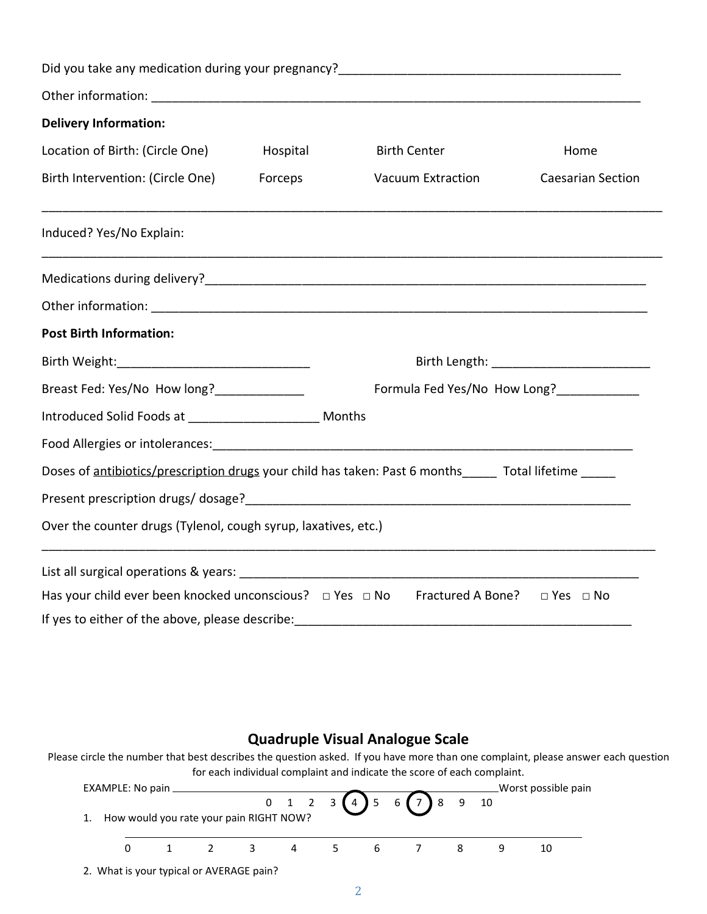Did you take any medication during your pregnancy?_________________________________________

Other information: ___________________________________________________________________________

**Delivery Information:**

Location of Birth: (Circle One)    Hospital    Birth Center    Home

Birth Intervention: (Circle One)    Forceps    Vacuum Extraction    Caesarian Section

___________________________________________________________________________________________

Induced? Yes/No Explain:

___________________________________________________________________________________________

Medications during delivery?_________________________________________________________________

Other information: ___________________________________________________________________________

**Post Birth Information:**

Birth Weight:____________________________    Birth Length: ________________________

Breast Fed: Yes/No  How long?_____________    Formula Fed Yes/No  How Long?____________

Introduced Solid Foods at ___________________ Months

Food Allergies or intolerances:_______________________________________________________________

Doses of <u>antibiotics/prescription drugs</u> your child has taken: Past 6 months_____  Total lifetime _____

Present prescription drugs/ dosage?___________________________________________________________

Over the counter drugs (Tylenol, cough syrup, laxatives, etc.)

___________________________________________________________________________________________

List all surgical operations & years: ____________________________________________________________

Has your child ever been knocked unconscious?  □ Yes  □ No    Fractured A Bone?  □ Yes  □ No

If yes to either of the above, please describe:___________________________________________________

## Quadruple Visual Analogue Scale

Please circle the number that best describes the question asked. If you have more than one complaint, please answer each question for each individual complaint and indicate the score of each complaint.

EXAMPLE: No pain ____________________________________________________Worst possible pain

0  1  2  3  (4)  5  6  (7)  8  9  10

1. How would you rate your pain RIGHT NOW?

___________________________________________________________________________

0    1    2    3    4    5    6    7    8    9    10

2. What is your typical or AVERAGE pain?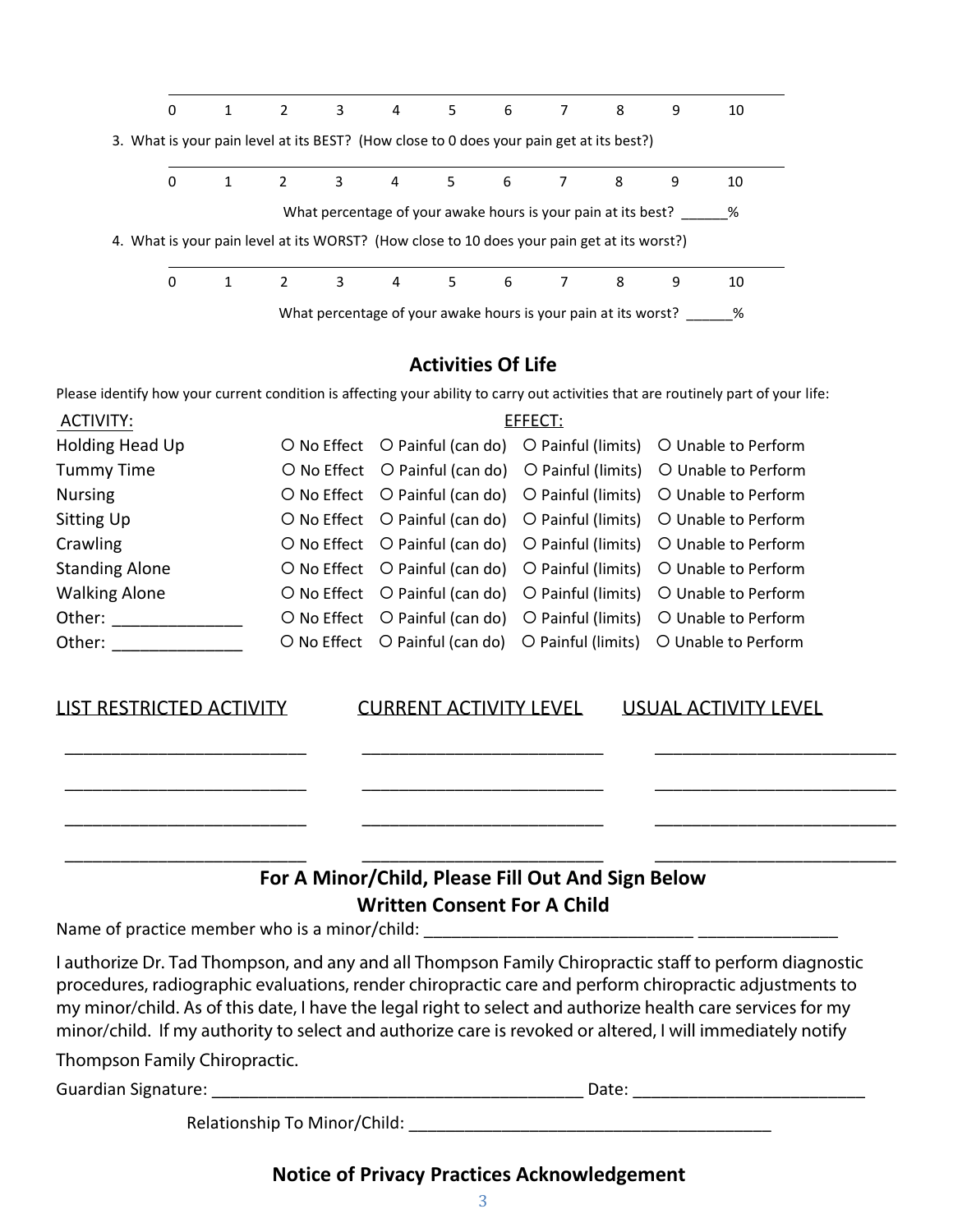0 1 2 3 4 5 6 7 8 9 10

3. What is your pain level at its BEST? (How close to 0 does your pain get at its best?)

0 1 2 3 4 5 6 7 8 9 10

What percentage of your awake hours is your pain at its best? ______%

4. What is your pain level at its WORST? (How close to 10 does your pain get at its worst?)

0 1 2 3 4 5 6 7 8 9 10

What percentage of your awake hours is your pain at its worst? ______%

## Activities Of Life

Please identify how your current condition is affecting your ability to carry out activities that are routinely part of your life:

| ACTIVITY: | EFFECT: | | | |
|---|---|---|---|---|
| Holding Head Up | ○ No Effect | ○ Painful (can do) | ○ Painful (limits) | ○ Unable to Perform |
| Tummy Time | ○ No Effect | ○ Painful (can do) | ○ Painful (limits) | ○ Unable to Perform |
| Nursing | ○ No Effect | ○ Painful (can do) | ○ Painful (limits) | ○ Unable to Perform |
| Sitting Up | ○ No Effect | ○ Painful (can do) | ○ Painful (limits) | ○ Unable to Perform |
| Crawling | ○ No Effect | ○ Painful (can do) | ○ Painful (limits) | ○ Unable to Perform |
| Standing Alone | ○ No Effect | ○ Painful (can do) | ○ Painful (limits) | ○ Unable to Perform |
| Walking Alone | ○ No Effect | ○ Painful (can do) | ○ Painful (limits) | ○ Unable to Perform |
| Other: ______________ | ○ No Effect | ○ Painful (can do) | ○ Painful (limits) | ○ Unable to Perform |
| Other: ______________ | ○ No Effect | ○ Painful (can do) | ○ Painful (limits) | ○ Unable to Perform |

| LIST RESTRICTED ACTIVITY | CURRENT ACTIVITY LEVEL | USUAL ACTIVITY LEVEL |
|---|---|---|
| __________________________ | __________________________ | __________________________ |
| __________________________ | __________________________ | __________________________ |
| __________________________ | __________________________ | __________________________ |
| __________________________ | __________________________ | __________________________ |

## For A Minor/Child, Please Fill Out And Sign Below

## Written Consent For A Child

Name of practice member who is a minor/child: _____________________________ _______________

I authorize Dr. Tad Thompson, and any and all Thompson Family Chiropractic staff to perform diagnostic procedures, radiographic evaluations, render chiropractic care and perform chiropractic adjustments to my minor/child. As of this date, I have the legal right to select and authorize health care services for my minor/child. If my authority to select and authorize care is revoked or altered, I will immediately notify Thompson Family Chiropractic.

Guardian Signature: __________________________________________ Date: __________________________

Relationship To Minor/Child: ________________________________________

## Notice of Privacy Practices Acknowledgement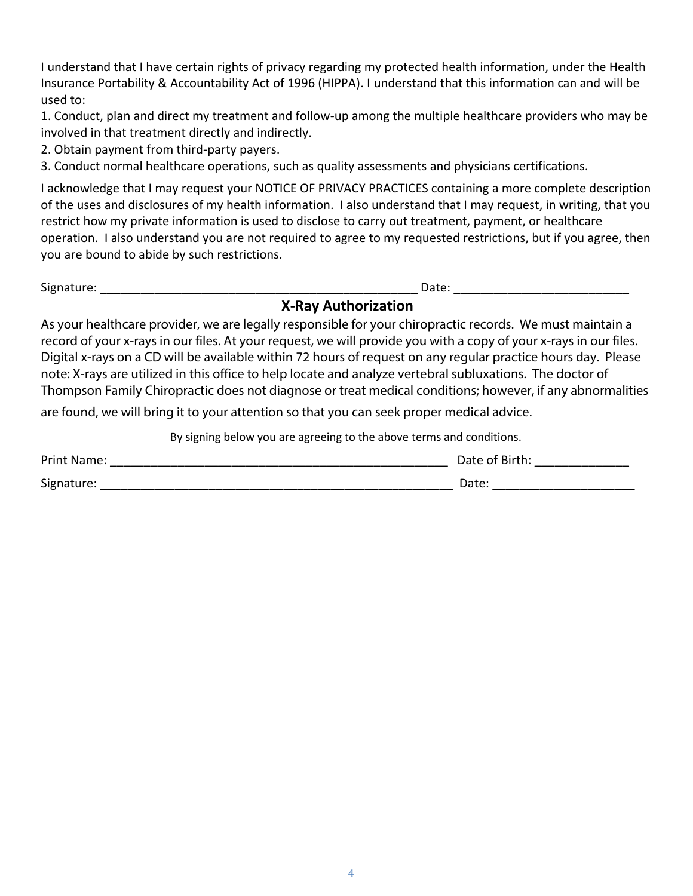I understand that I have certain rights of privacy regarding my protected health information, under the Health Insurance Portability & Accountability Act of 1996 (HIPPA). I understand that this information can and will be used to:

1. Conduct, plan and direct my treatment and follow-up among the multiple healthcare providers who may be involved in that treatment directly and indirectly.
2. Obtain payment from third-party payers.
3. Conduct normal healthcare operations, such as quality assessments and physicians certifications.

I acknowledge that I may request your NOTICE OF PRIVACY PRACTICES containing a more complete description of the uses and disclosures of my health information. I also understand that I may request, in writing, that you restrict how my private information is used to disclose to carry out treatment, payment, or healthcare operation. I also understand you are not required to agree to my requested restrictions, but if you agree, then you are bound to abide by such restrictions.

Signature: ________________________________________________ Date: __________________________

## X-Ray Authorization

As your healthcare provider, we are legally responsible for your chiropractic records. We must maintain a record of your x-rays in our files. At your request, we will provide you with a copy of your x-rays in our files. Digital x-rays on a CD will be available within 72 hours of request on any regular practice hours day. Please note: X-rays are utilized in this office to help locate and analyze vertebral subluxations. The doctor of Thompson Family Chiropractic does not diagnose or treat medical conditions; however, if any abnormalities are found, we will bring it to your attention so that you can seek proper medical advice.

By signing below you are agreeing to the above terms and conditions.

Print Name: ___________________________________________________ Date of Birth: ______________

Signature: ______________________________________________________ Date: ______________________